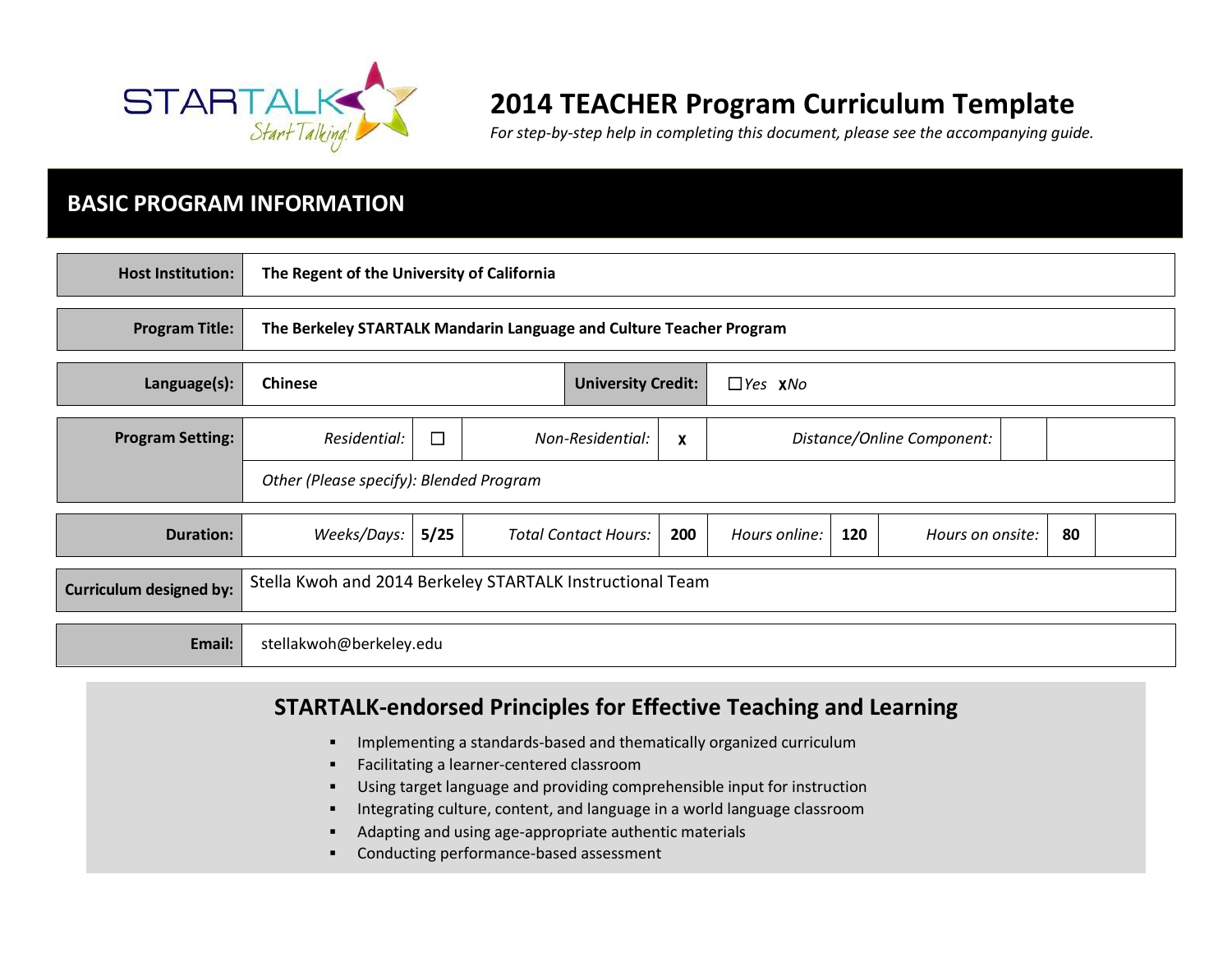# 2014 TEACHER Program Curriculum Template

*For step-by-step help in completing this document, please see the accompanying guide.*

## BASIC PROGRAM INFORMATION

| | |
|---|---|
| **Host Institution:** | **The Regent of the University of California** |
| **Program Title:** | **The Berkeley STARTALK Mandarin Language and Culture Teacher Program** |
| **Language(s):** | **Chinese** |
| **University Credit:** | ☐ *Yes* **x** *No* |

| **Program Setting:** | *Residential:* | ☐ | *Non-Residential:* | **x** | *Distance/Online Component:* | | |
|---|---|---|---|---|---|---|---|
| | *Other (Please specify): Blended Program* | | | | | | |

| **Duration:** | *Weeks/Days:* | **5/25** | *Total Contact Hours:* | **200** | *Hours online:* | **120** | *Hours on onsite:* | **80** | |
|---|---|---|---|---|---|---|---|---|---|

| | |
|---|---|
| **Curriculum designed by:** | Stella Kwoh and 2014 Berkeley STARTALK Instructional Team |
| **Email:** | stellakwoh@berkeley.edu |

## STARTALK-endorsed Principles for Effective Teaching and Learning

- Implementing a standards-based and thematically organized curriculum
- Facilitating a learner-centered classroom
- Using target language and providing comprehensible input for instruction
- Integrating culture, content, and language in a world language classroom
- Adapting and using age-appropriate authentic materials
- Conducting performance-based assessment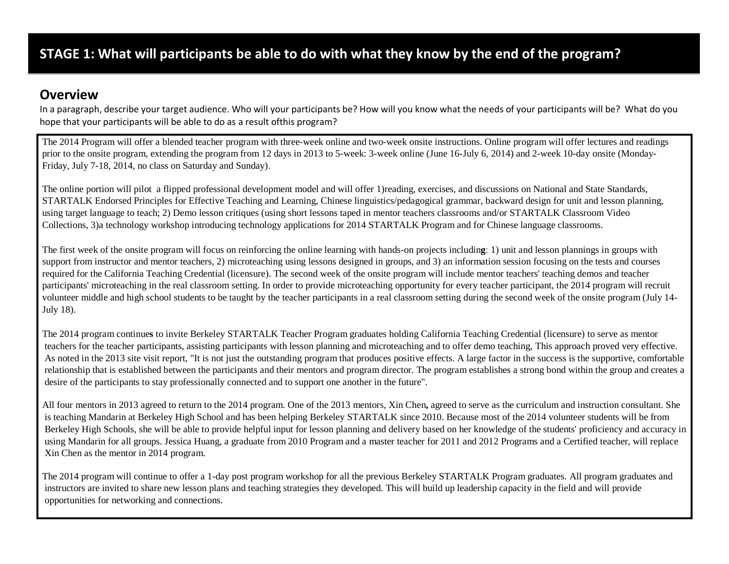## STAGE 1: What will participants be able to do with what they know by the end of the program?

### Overview

In a paragraph, describe your target audience. Who will your participants be? How will you know what the needs of your participants will be? What do you hope that your participants will be able to do as a result ofthis program?

The 2014 Program will offer a blended teacher program with three-week online and two-week onsite instructions. Online program will offer lectures and readings prior to the onsite program, extending the program from 12 days in 2013 to 5-week: 3-week online (June 16-July 6, 2014) and 2-week 10-day onsite (Monday-Friday, July 7-18, 2014, no class on Saturday and Sunday).

The online portion will pilot a flipped professional development model and will offer 1)reading, exercises, and discussions on National and State Standards, STARTALK Endorsed Principles for Effective Teaching and Learning, Chinese linguistics/pedagogical grammar, backward design for unit and lesson planning, using target language to teach; 2) Demo lesson critiques (using short lessons taped in mentor teachers classrooms and/or STARTALK Classroom Video Collections, 3)a technology workshop introducing technology applications for 2014 STARTALK Program and for Chinese language classrooms.

The first week of the onsite program will focus on reinforcing the online learning with hands-on projects including: 1) unit and lesson plannings in groups with support from instructor and mentor teachers, 2) microteaching using lessons designed in groups, and 3) an information session focusing on the tests and courses required for the California Teaching Credential (licensure). The second week of the onsite program will include mentor teachers' teaching demos and teacher participants' microteaching in the real classroom setting. In order to provide microteaching opportunity for every teacher participant, the 2014 program will recruit volunteer middle and high school students to be taught by the teacher participants in a real classroom setting during the second week of the onsite program (July 14-July 18).

The 2014 program continues to invite Berkeley STARTALK Teacher Program graduates holding California Teaching Credential (licensure) to serve as mentor teachers for the teacher participants, assisting participants with lesson planning and microteaching and to offer demo teaching, This approach proved very effective. As noted in the 2013 site visit report, "It is not just the outstanding program that produces positive effects. A large factor in the success is the supportive, comfortable relationship that is established between the participants and their mentors and program director. The program establishes a strong bond within the group and creates a desire of the participants to stay professionally connected and to support one another in the future".

All four mentors in 2013 agreed to return to the 2014 program. One of the 2013 mentors, Xin Chen, agreed to serve as the curriculum and instruction consultant. She is teaching Mandarin at Berkeley High School and has been helping Berkeley STARTALK since 2010. Because most of the 2014 volunteer students will be from Berkeley High Schools, she will be able to provide helpful input for lesson planning and delivery based on her knowledge of the students' proficiency and accuracy in using Mandarin for all groups. Jessica Huang, a graduate from 2010 Program and a master teacher for 2011 and 2012 Programs and a Certified teacher, will replace Xin Chen as the mentor in 2014 program.

The 2014 program will continue to offer a 1-day post program workshop for all the previous Berkeley STARTALK Program graduates. All program graduates and instructors are invited to share new lesson plans and teaching strategies they developed. This will build up leadership capacity in the field and will provide opportunities for networking and connections.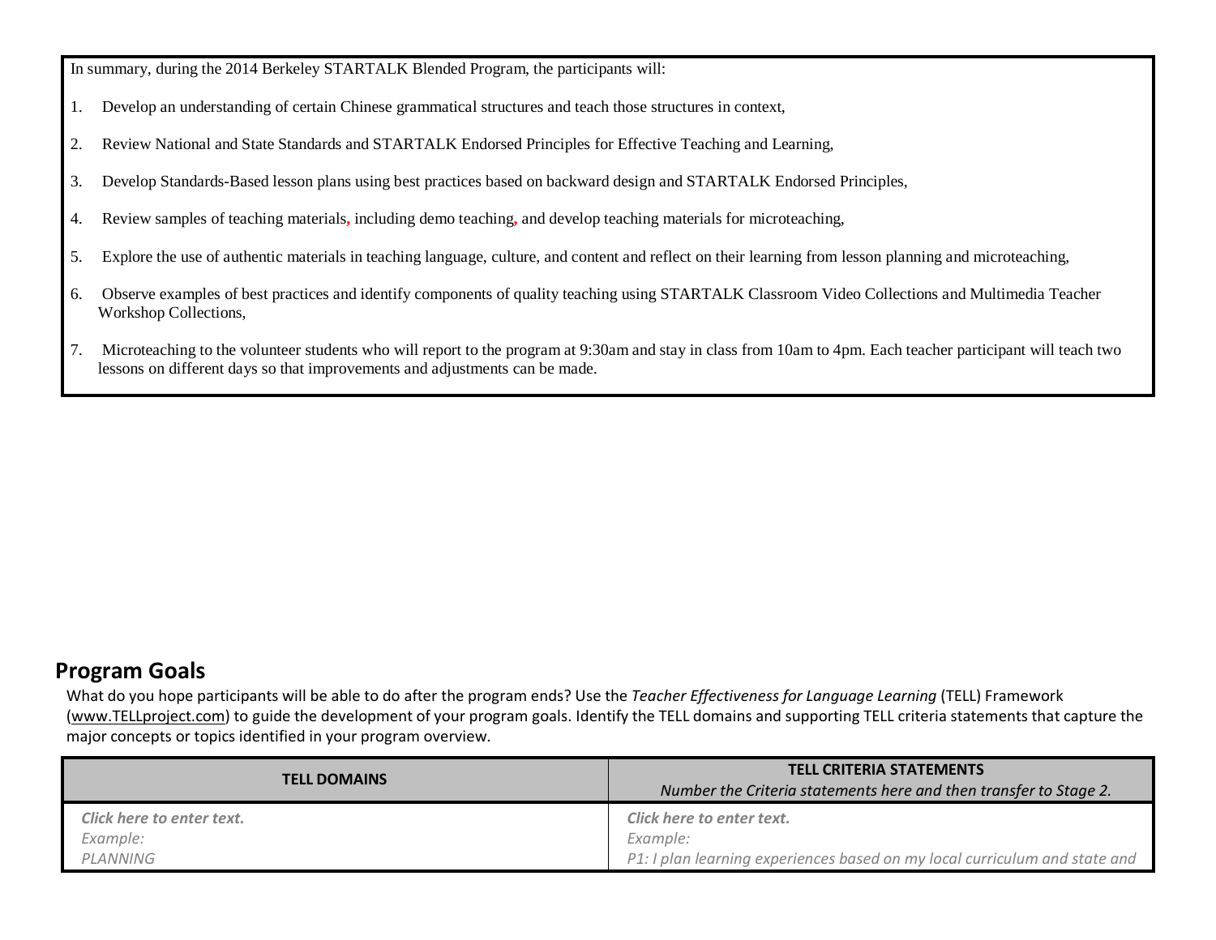In summary, during the 2014 Berkeley STARTALK Blended Program, the participants will:

1. Develop an understanding of certain Chinese grammatical structures and teach those structures in context,
2. Review National and State Standards and STARTALK Endorsed Principles for Effective Teaching and Learning,
3. Develop Standards-Based lesson plans using best practices based on backward design and STARTALK Endorsed Principles,
4. Review samples of teaching materials, including demo teaching, and develop teaching materials for microteaching,
5. Explore the use of authentic materials in teaching language, culture, and content and reflect on their learning from lesson planning and microteaching,
6. Observe examples of best practices and identify components of quality teaching using STARTALK Classroom Video Collections and Multimedia Teacher Workshop Collections,
7. Microteaching to the volunteer students who will report to the program at 9:30am and stay in class from 10am to 4pm. Each teacher participant will teach two lessons on different days so that improvements and adjustments can be made.

## Program Goals

What do you hope participants will be able to do after the program ends? Use the *Teacher Effectiveness for Language Learning* (TELL) Framework (www.TELLproject.com) to guide the development of your program goals. Identify the TELL domains and supporting TELL criteria statements that capture the major concepts or topics identified in your program overview.

| TELL DOMAINS | TELL CRITERIA STATEMENTS *Number the Criteria statements here and then transfer to Stage 2.* |
|---|---|
| ***Click here to enter text.*** *Example:* *PLANNING* | ***Click here to enter text.*** *Example:* *P1: I plan learning experiences based on my local curriculum and state and* |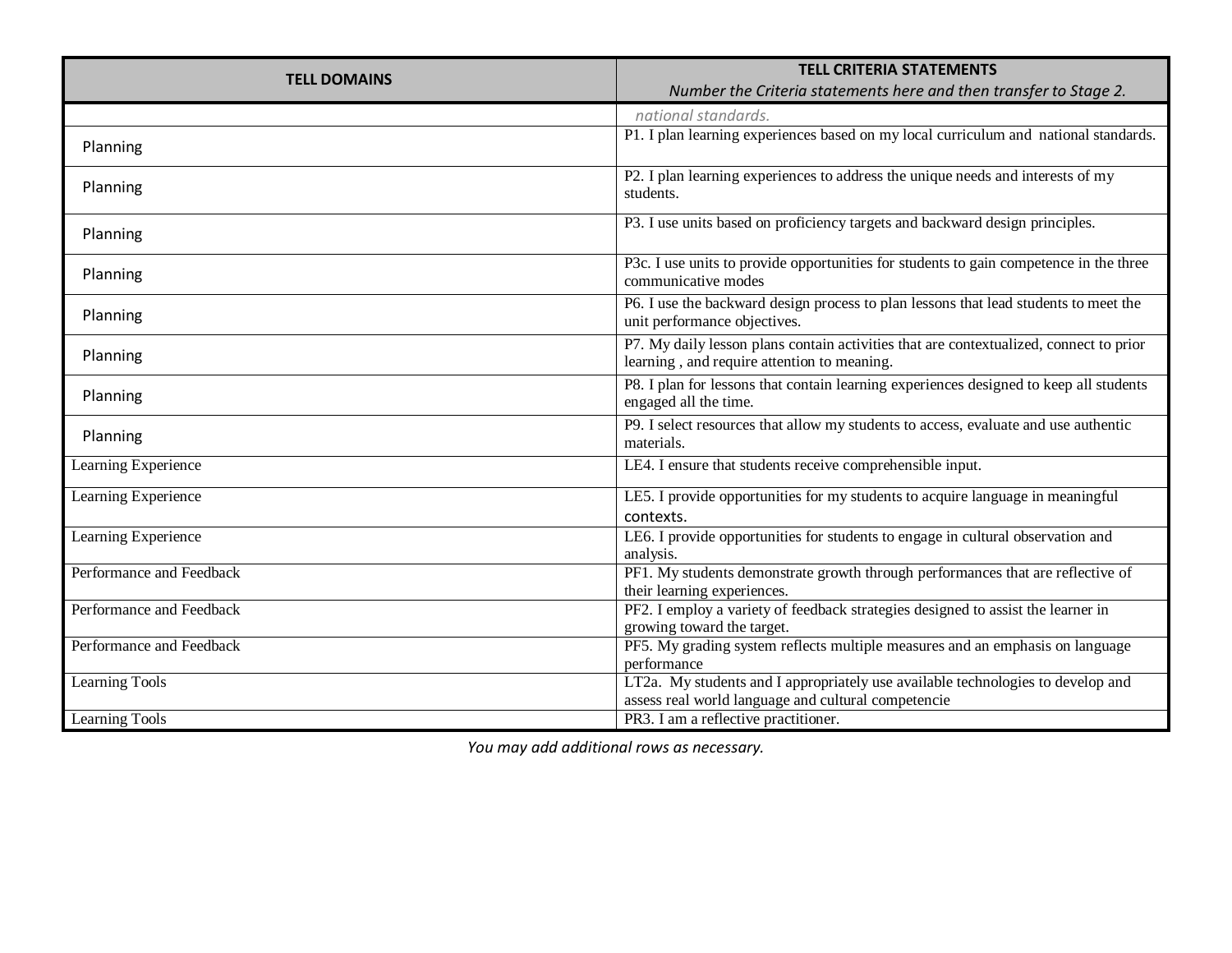| TELL DOMAINS | TELL CRITERIA STATEMENTS<br>*Number the Criteria statements here and then transfer to Stage 2.* |
|---|---|
| | *national standards.* |
| Planning | P1. I plan learning experiences based on my local curriculum and national standards. |
| Planning | P2. I plan learning experiences to address the unique needs and interests of my students. |
| Planning | P3. I use units based on proficiency targets and backward design principles. |
| Planning | P3c. I use units to provide opportunities for students to gain competence in the three communicative modes |
| Planning | P6. I use the backward design process to plan lessons that lead students to meet the unit performance objectives. |
| Planning | P7. My daily lesson plans contain activities that are contextualized, connect to prior learning , and require attention to meaning. |
| Planning | P8. I plan for lessons that contain learning experiences designed to keep all students engaged all the time. |
| Planning | P9. I select resources that allow my students to access, evaluate and use authentic materials. |
| Learning Experience | LE4. I ensure that students receive comprehensible input. |
| Learning Experience | LE5. I provide opportunities for my students to acquire language in meaningful contexts. |
| Learning Experience | LE6. I provide opportunities for students to engage in cultural observation and analysis. |
| Performance and Feedback | PF1. My students demonstrate growth through performances that are reflective of their learning experiences. |
| Performance and Feedback | PF2. I employ a variety of feedback strategies designed to assist the learner in growing toward the target. |
| Performance and Feedback | PF5. My grading system reflects multiple measures and an emphasis on language performance |
| Learning Tools | LT2a. My students and I appropriately use available technologies to develop and assess real world language and cultural competencie |
| Learning Tools | PR3. I am a reflective practitioner. |

*You may add additional rows as necessary.*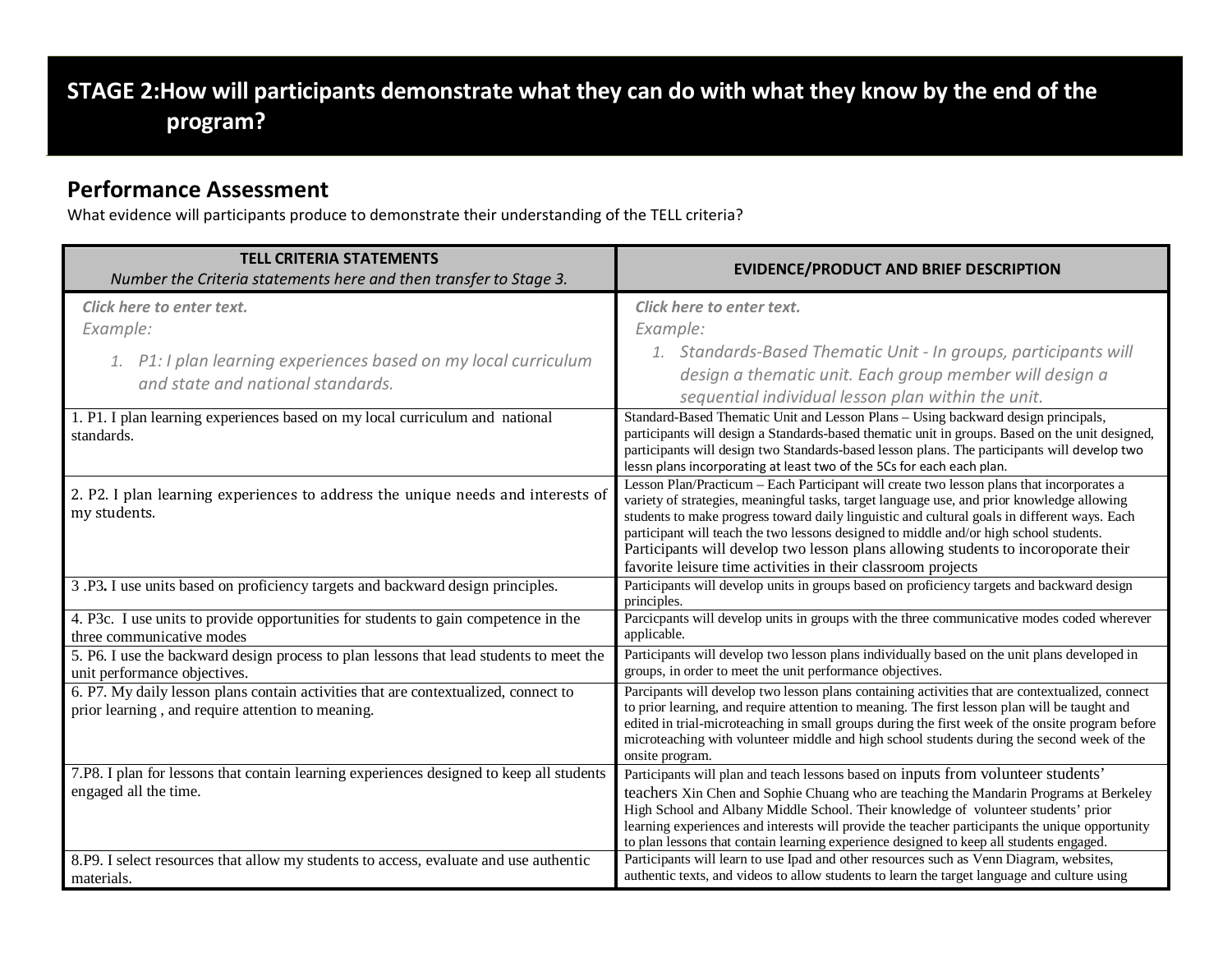## STAGE 2:How will participants demonstrate what they can do with what they know by the end of the program?

### Performance Assessment

What evidence will participants produce to demonstrate their understanding of the TELL criteria?

| **TELL CRITERIA STATEMENTS** *Number the Criteria statements here and then transfer to Stage 3.* | **EVIDENCE/PRODUCT AND BRIEF DESCRIPTION** |
|---|---|
| ***Click here to enter text.*** *Example:* 1. *P1: I plan learning experiences based on my local curriculum and state and national standards.* | ***Click here to enter text.*** *Example:* 1. *Standards-Based Thematic Unit - In groups, participants will design a thematic unit. Each group member will design a sequential individual lesson plan within the unit.* |
| 1. P1. I plan learning experiences based on my local curriculum and national standards. | Standard-Based Thematic Unit and Lesson Plans – Using backward design principals, participants will design a Standards-based thematic unit in groups. Based on the unit designed, participants will design two Standards-based lesson plans. The participants will develop two lessn plans incorporating at least two of the 5Cs for each each plan. |
| 2. P2. I plan learning experiences to address the unique needs and interests of my students. | Lesson Plan/Practicum – Each Participant will create two lesson plans that incorporates a variety of strategies, meaningful tasks, target language use, and prior knowledge allowing students to make progress toward daily linguistic and cultural goals in different ways. Each participant will teach the two lessons designed to middle and/or high school students. Participants will develop two lesson plans allowing students to incoroporate their favorite leisure time activities in their classroom projects |
| 3 .P3**.** I use units based on proficiency targets and backward design principles. | Participants will develop units in groups based on proficiency targets and backward design principles. |
| 4. P3c. I use units to provide opportunities for students to gain competence in the three communicative modes | Parcicpants will develop units in groups with the three communicative modes coded wherever applicable. |
| 5. P6. I use the backward design process to plan lessons that lead students to meet the unit performance objectives. | Participants will develop two lesson plans individually based on the unit plans developed in groups, in order to meet the unit performance objectives. |
| 6. P7. My daily lesson plans contain activities that are contextualized, connect to prior learning , and require attention to meaning. | Parcipants will develop two lesson plans containing activities that are contextualized, connect to prior learning, and require attention to meaning. The first lesson plan will be taught and edited in trial-microteaching in small groups during the first week of the onsite program before microteaching with volunteer middle and high school students during the second week of the onsite program. |
| 7.P8. I plan for lessons that contain learning experiences designed to keep all students engaged all the time. | Participants will plan and teach lessons based on inputs from volunteer students' teachers Xin Chen and Sophie Chuang who are teaching the Mandarin Programs at Berkeley High School and Albany Middle School. Their knowledge of volunteer students' prior learning experiences and interests will provide the teacher participants the unique opportunity to plan lessons that contain learning experience designed to keep all students engaged. |
| 8.P9. I select resources that allow my students to access, evaluate and use authentic materials. | Participants will learn to use Ipad and other resources such as Venn Diagram, websites, authentic texts, and videos to allow students to learn the target language and culture using |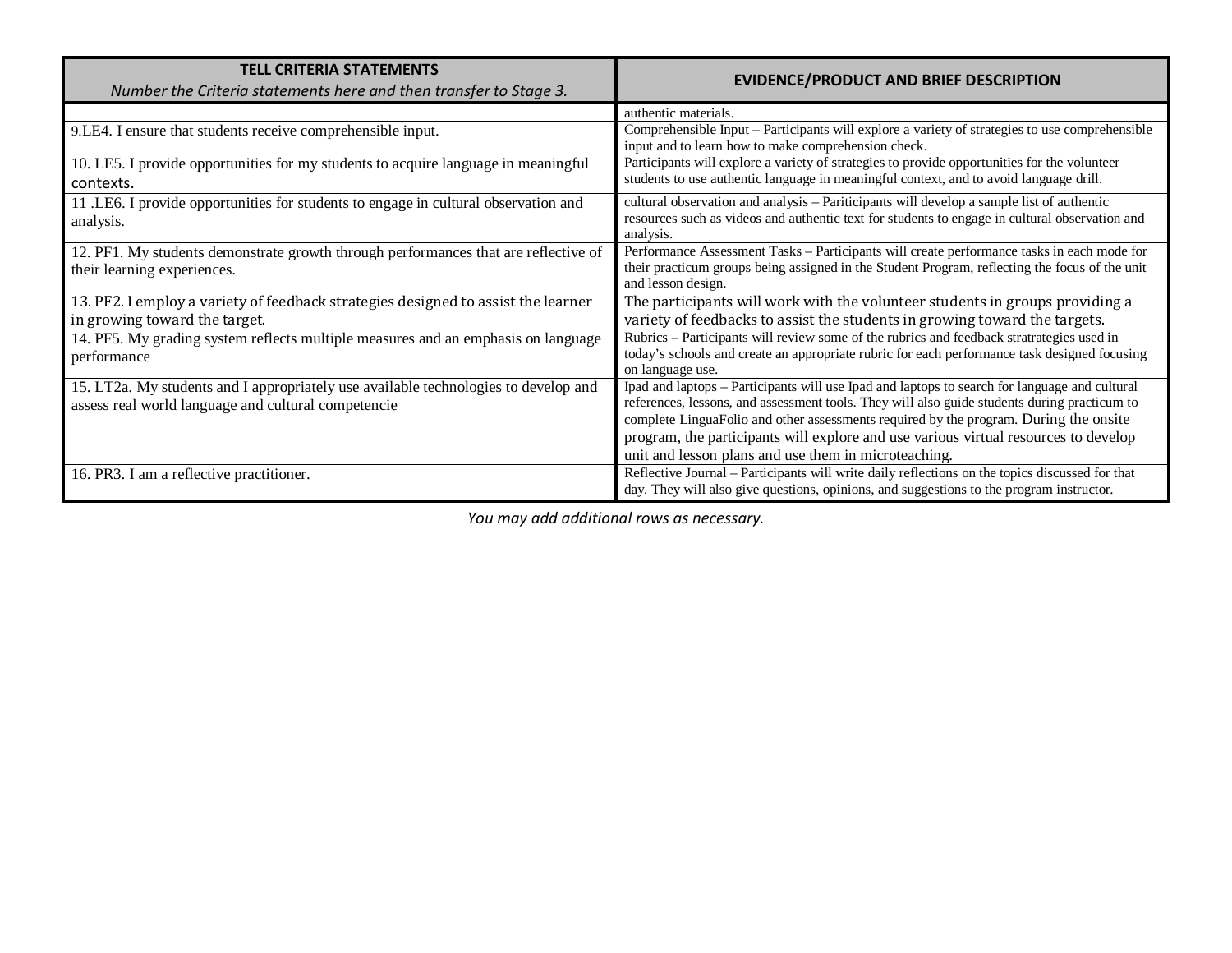| **TELL CRITERIA STATEMENTS**<br>*Number the Criteria statements here and then transfer to Stage 3.* | **EVIDENCE/PRODUCT AND BRIEF DESCRIPTION** |
|---|---|
| | authentic materials. |
| 9.LE4. I ensure that students receive comprehensible input. | Comprehensible Input – Participants will explore a variety of strategies to use comprehensible input and to learn how to make comprehension check. |
| 10. LE5. I provide opportunities for my students to acquire language in meaningful contexts. | Participants will explore a variety of strategies to provide opportunities for the volunteer students to use authentic language in meaningful context, and to avoid language drill. |
| 11 .LE6. I provide opportunities for students to engage in cultural observation and analysis. | cultural observation and analysis – Pariticipants will develop a sample list of authentic resources such as videos and authentic text for students to engage in cultural observation and analysis. |
| 12. PF1. My students demonstrate growth through performances that are reflective of their learning experiences. | Performance Assessment Tasks – Participants will create performance tasks in each mode for their practicum groups being assigned in the Student Program, reflecting the focus of the unit and lesson design. |
| 13. PF2. I employ a variety of feedback strategies designed to assist the learner in growing toward the target. | The participants will work with the volunteer students in groups providing a variety of feedbacks to assist the students in growing toward the targets. |
| 14. PF5. My grading system reflects multiple measures and an emphasis on language performance | Rubrics – Participants will review some of the rubrics and feedback stratrategies used in today's schools and create an appropriate rubric for each performance task designed focusing on language use. |
| 15. LT2a. My students and I appropriately use available technologies to develop and assess real world language and cultural competencie | Ipad and laptops – Participants will use Ipad and laptops to search for language and cultural references, lessons, and assessment tools. They will also guide students during practicum to complete LinguaFolio and other assessments required by the program. During the onsite program, the participants will explore and use various virtual resources to develop unit and lesson plans and use them in microteaching. |
| 16. PR3. I am a reflective practitioner. | Reflective Journal – Participants will write daily reflections on the topics discussed for that day. They will also give questions, opinions, and suggestions to the program instructor. |

*You may add additional rows as necessary.*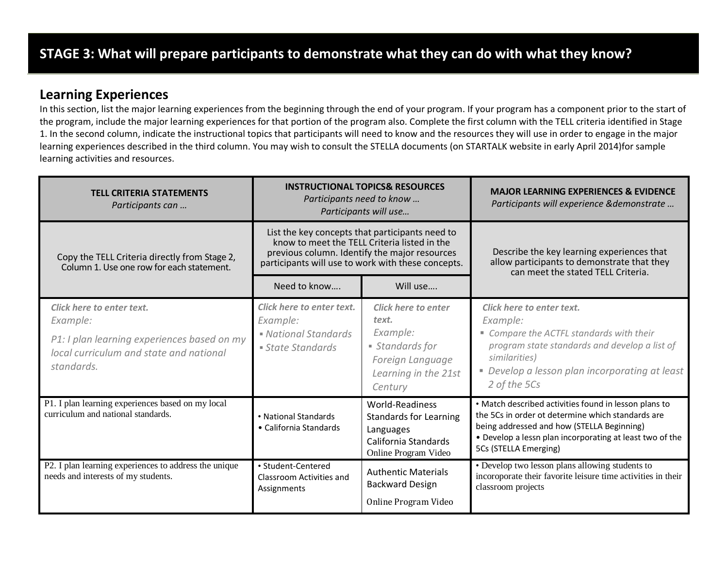# STAGE 3: What will prepare participants to demonstrate what they can do with what they know?

## Learning Experiences

In this section, list the major learning experiences from the beginning through the end of your program. If your program has a component prior to the start of the program, include the major learning experiences for that portion of the program also. Complete the first column with the TELL criteria identified in Stage 1. In the second column, indicate the instructional topics that participants will need to know and the resources they will use in order to engage in the major learning experiences described in the third column. You may wish to consult the STELLA documents (on STARTALK website in early April 2014)for sample learning activities and resources.

| **TELL CRITERIA STATEMENTS** *Participants can …* | **INSTRUCTIONAL TOPICS& RESOURCES** *Participants need to know … Participants will use…* | | **MAJOR LEARNING EXPERIENCES & EVIDENCE** *Participants will experience &demonstrate …* |
|---|---|---|---|
| Copy the TELL Criteria directly from Stage 2, Column 1. Use one row for each statement. | List the key concepts that participants need to know to meet the TELL Criteria listed in the previous column. Identify the major resources participants will use to work with these concepts. | | Describe the key learning experiences that allow participants to demonstrate that they can meet the stated TELL Criteria. |
| | Need to know…. | Will use…. | |
| ***Click here to enter text.*** *Example:* *P1: I plan learning experiences based on my local curriculum and state and national standards.* | ***Click here to enter text.*** *Example:* *▪ National Standards* *▪ State Standards* | ***Click here to enter text.*** *Example:* *▪ Standards for Foreign Language Learning in the 21st Century* | ***Click here to enter text.*** *Example:* *▪ Compare the ACTFL standards with their program state standards and develop a list of similarities)* *▪ Develop a lesson plan incorporating at least 2 of the 5Cs* |
| P1. I plan learning experiences based on my local curriculum and national standards. | • National Standards<br>• California Standards | World-Readiness Standards for Learning Languages<br>California Standards<br>Online Program Video | • Match described activities found in lesson plans to the 5Cs in order ot determine which standards are being addressed and how (STELLA Beginning)<br>• Develop a lessn plan incorporating at least two of the 5Cs (STELLA Emerging) |
| P2. I plan learning experiences to address the unique needs and interests of my students. | • Student-Centered Classroom Activities and Assignments | Authentic Materials<br>Backward Design<br>Online Program Video | • Develop two lesson plans allowing students to incoroporate their favorite leisure time activities in their classroom projects |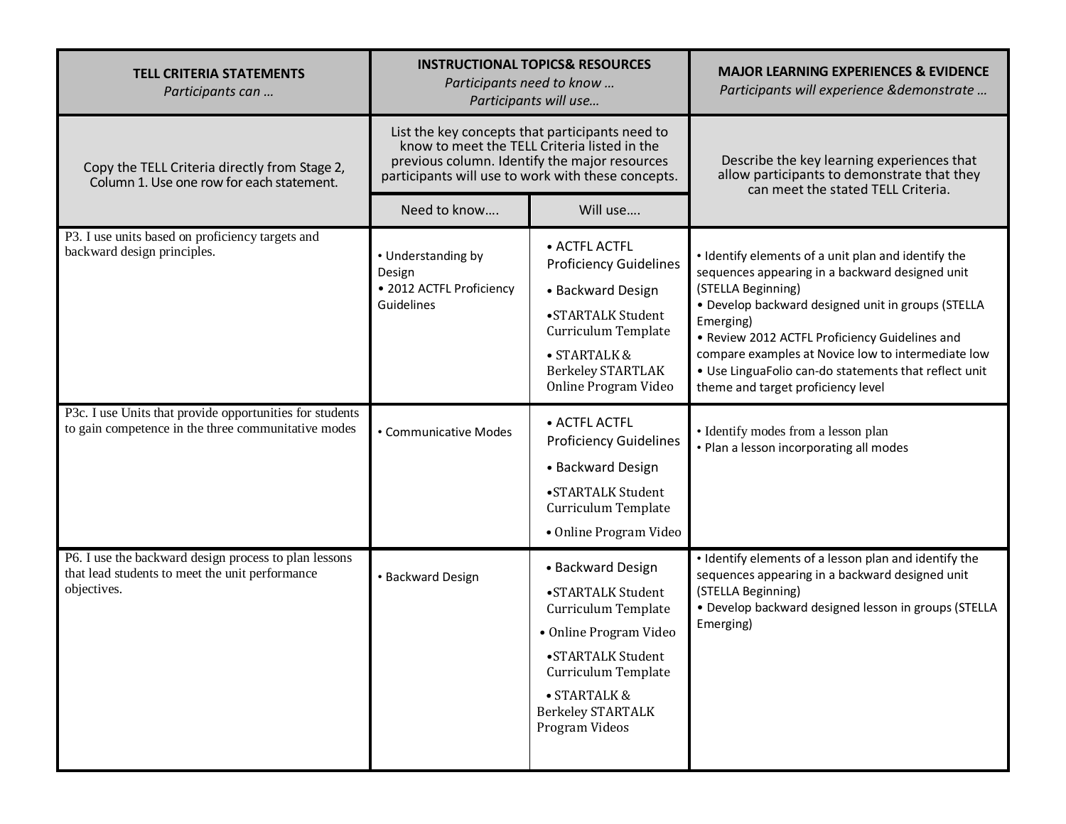| TELL CRITERIA STATEMENTS *Participants can …* | INSTRUCTIONAL TOPICS& RESOURCES *Participants need to know … Participants will use…* | | MAJOR LEARNING EXPERIENCES & EVIDENCE *Participants will experience &demonstrate …* |
|---|---|---|---|
| Copy the TELL Criteria directly from Stage 2, Column 1. Use one row for each statement. | List the key concepts that participants need to know to meet the TELL Criteria listed in the previous column. Identify the major resources participants will use to work with these concepts. | | Describe the key learning experiences that allow participants to demonstrate that they can meet the stated TELL Criteria. |
| | Need to know…. | Will use…. | |
| P3. I use units based on proficiency targets and backward design principles. | • Understanding by Design<br>• 2012 ACTFL Proficiency Guidelines | • ACTFL ACTFL Proficiency Guidelines<br>• Backward Design<br>•STARTALK Student Curriculum Template<br>• STARTALK & Berkeley STARTLAK Online Program Video | • Identify elements of a unit plan and identify the sequences appearing in a backward designed unit (STELLA Beginning)<br>• Develop backward designed unit in groups (STELLA Emerging)<br>• Review 2012 ACTFL Proficiency Guidelines and compare examples at Novice low to intermediate low<br>• Use LinguaFolio can-do statements that reflect unit theme and target proficiency level |
| P3c. I use Units that provide opportunities for students to gain competence in the three communitative modes | • Communicative Modes | • ACTFL ACTFL Proficiency Guidelines<br>• Backward Design<br>•STARTALK Student Curriculum Template<br>• Online Program Video | • Identify modes from a lesson plan<br>• Plan a lesson incorporating all modes |
| P6. I use the backward design process to plan lessons that lead students to meet the unit performance objectives. | • Backward Design | • Backward Design<br>•STARTALK Student Curriculum Template<br>• Online Program Video<br>•STARTALK Student Curriculum Template<br>• STARTALK & Berkeley STARTALK Program Videos | • Identify elements of a lesson plan and identify the sequences appearing in a backward designed unit (STELLA Beginning)<br>• Develop backward designed lesson in groups (STELLA Emerging) |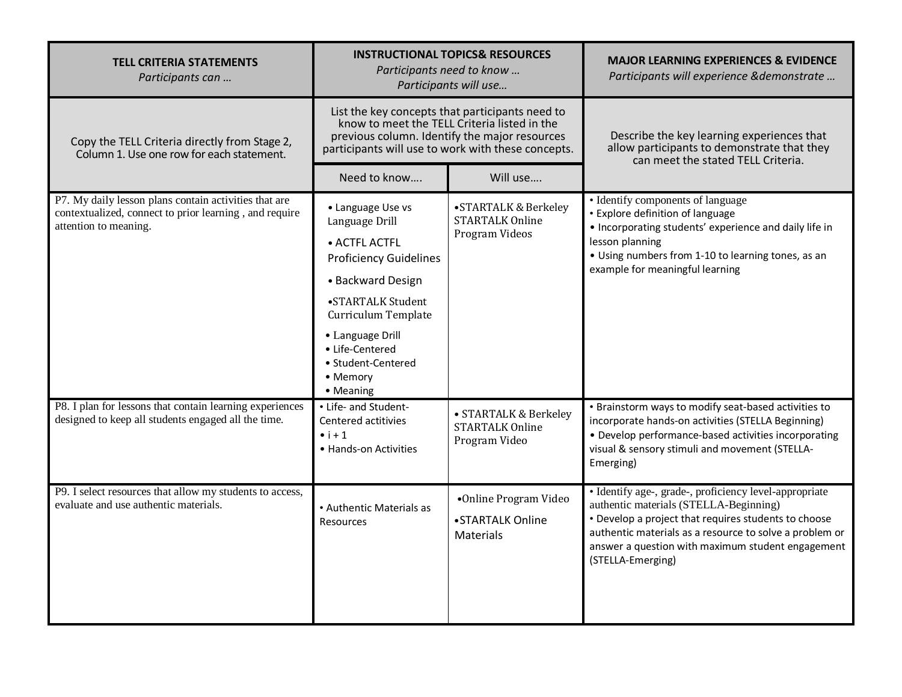| **TELL CRITERIA STATEMENTS** *Participants can …* | **INSTRUCTIONAL TOPICS& RESOURCES** *Participants need to know … Participants will use…* | | **MAJOR LEARNING EXPERIENCES & EVIDENCE** *Participants will experience &demonstrate …* |
|---|---|---|---|
| Copy the TELL Criteria directly from Stage 2, Column 1. Use one row for each statement. | List the key concepts that participants need to know to meet the TELL Criteria listed in the previous column. Identify the major resources participants will use to work with these concepts. | | Describe the key learning experiences that allow participants to demonstrate that they can meet the stated TELL Criteria. |
| | Need to know…. | Will use…. | |
| P7. My daily lesson plans contain activities that are contextualized, connect to prior learning , and require attention to meaning. | • Language Use vs Language Drill<br>• ACTFL ACTFL Proficiency Guidelines<br>• Backward Design<br>•STARTALK Student Curriculum Template<br>• Language Drill<br>• Life-Centered<br>• Student-Centered<br>• Memory<br>• Meaning | •STARTALK & Berkeley STARTALK Online Program Videos | • Identify components of language<br>• Explore definition of language<br>• Incorporating students' experience and daily life in lesson planning<br>• Using numbers from 1-10 to learning tones, as an example for meaningful learning |
| P8. I plan for lessons that contain learning experiences designed to keep all students engaged all the time. | • Life- and Student-Centered actitivies<br>• i + 1<br>• Hands-on Activities | • STARTALK & Berkeley STARTALK Online Program Video | • Brainstorm ways to modify seat-based activities to incorporate hands-on activities (STELLA Beginning)<br>• Develop performance-based activities incorporating visual & sensory stimuli and movement (STELLA-Emerging) |
| P9. I select resources that allow my students to access, evaluate and use authentic materials. | • Authentic Materials as Resources | •Online Program Video<br>•STARTALK Online Materials | • Identify age-, grade-, proficiency level-appropriate authentic materials (STELLA-Beginning)<br>• Develop a project that requires students to choose authentic materials as a resource to solve a problem or answer a question with maximum student engagement (STELLA-Emerging) |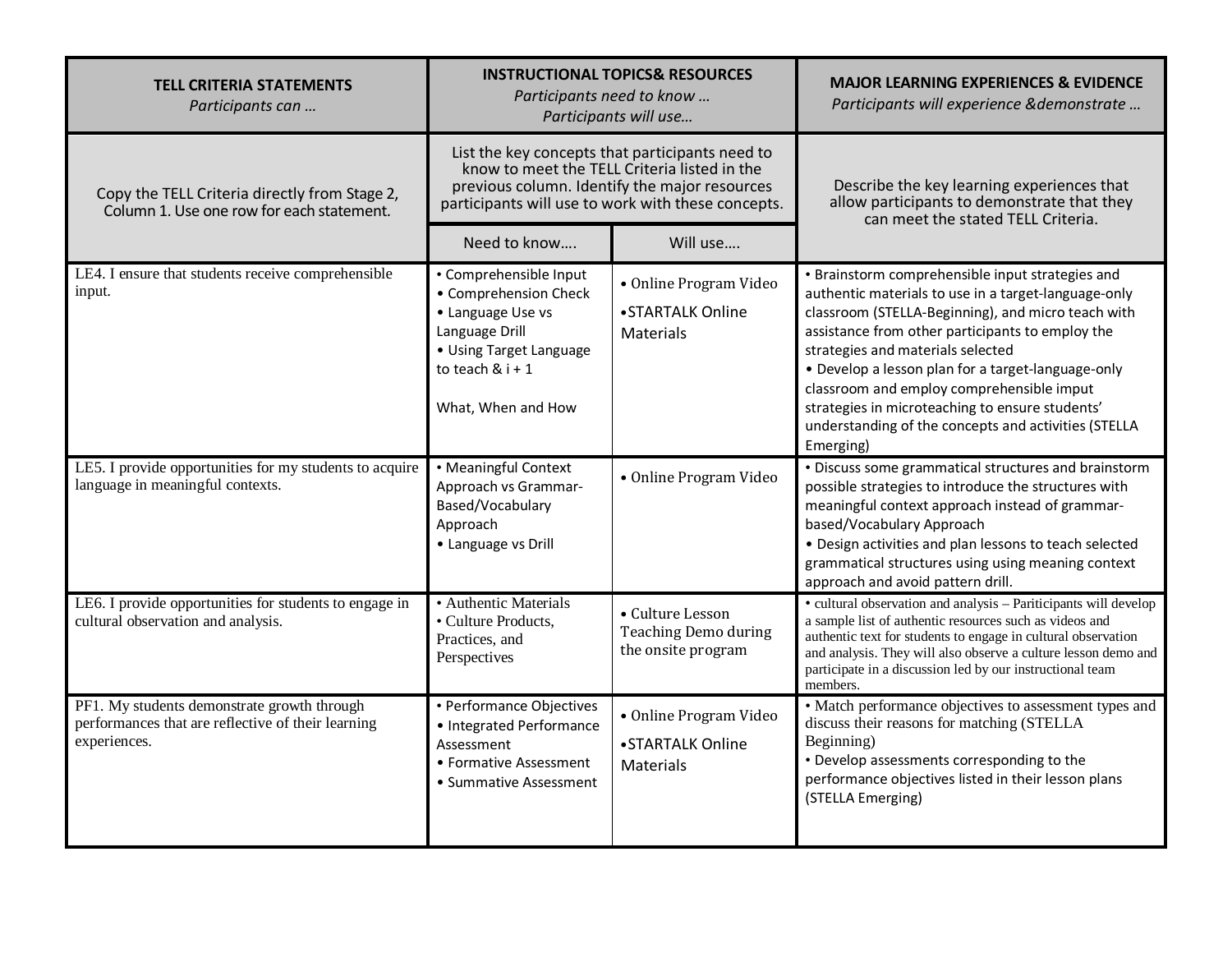| TELL CRITERIA STATEMENTS<br>*Participants can …* | INSTRUCTIONAL TOPICS& RESOURCES<br>*Participants need to know …*<br>*Participants will use…* | | MAJOR LEARNING EXPERIENCES & EVIDENCE<br>*Participants will experience &demonstrate …* |
|---|---|---|---|
| Copy the TELL Criteria directly from Stage 2, Column 1. Use one row for each statement. | List the key concepts that participants need to know to meet the TELL Criteria listed in the previous column. Identify the major resources participants will use to work with these concepts. | | Describe the key learning experiences that allow participants to demonstrate that they can meet the stated TELL Criteria. |
| | Need to know…. | Will use…. | |
| LE4. I ensure that students receive comprehensible input. | • Comprehensible Input<br>• Comprehension Check<br>• Language Use vs Language Drill<br>• Using Target Language to teach & i + 1<br><br>What, When and How | • Online Program Video<br>•STARTALK Online Materials | • Brainstorm comprehensible input strategies and authentic materials to use in a target-language-only classroom (STELLA-Beginning), and micro teach with assistance from other participants to employ the strategies and materials selected<br>• Develop a lesson plan for a target-language-only classroom and employ comprehensible imput strategies in microteaching to ensure students' understanding of the concepts and activities (STELLA Emerging) |
| LE5. I provide opportunities for my students to acquire language in meaningful contexts. | • Meaningful Context Approach vs Grammar-Based/Vocabulary Approach<br>• Language vs Drill | • Online Program Video | • Discuss some grammatical structures and brainstorm possible strategies to introduce the structures with meaningful context approach instead of grammar-based/Vocabulary Approach<br>• Design activities and plan lessons to teach selected grammatical structures using using meaning context approach and avoid pattern drill. |
| LE6. I provide opportunities for students to engage in cultural observation and analysis. | • Authentic Materials<br>• Culture Products, Practices, and Perspectives | • Culture Lesson Teaching Demo during the onsite program | • cultural observation and analysis – Pariticipants will develop a sample list of authentic resources such as videos and authentic text for students to engage in cultural observation and analysis. They will also observe a culture lesson demo and participate in a discussion led by our instructional team members. |
| PF1. My students demonstrate growth through performances that are reflective of their learning experiences. | • Performance Objectives<br>• Integrated Performance Assessment<br>• Formative Assessment<br>• Summative Assessment | • Online Program Video<br>•STARTALK Online Materials | • Match performance objectives to assessment types and discuss their reasons for matching (STELLA Beginning)<br>• Develop assessments corresponding to the performance objectives listed in their lesson plans (STELLA Emerging) |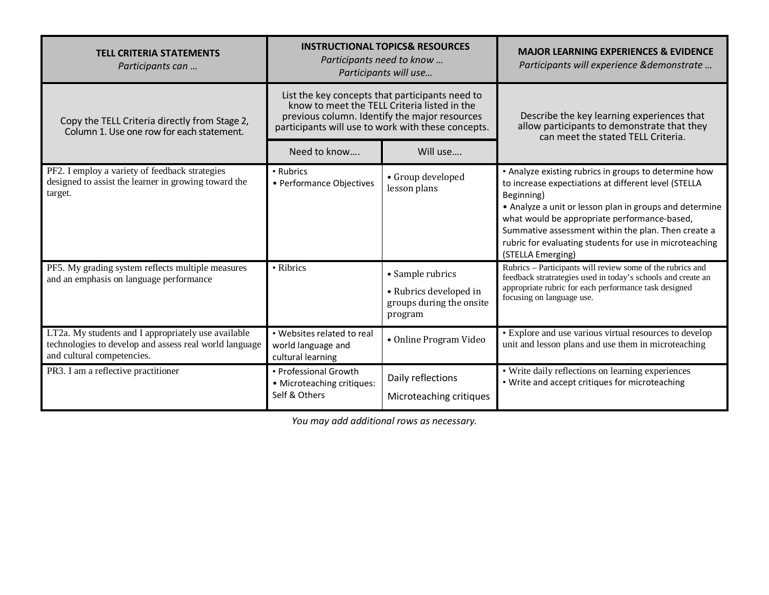| TELL CRITERIA STATEMENTS *Participants can …* | INSTRUCTIONAL TOPICS& RESOURCES *Participants need to know … Participants will use…* | | MAJOR LEARNING EXPERIENCES & EVIDENCE *Participants will experience &demonstrate …* |
|---|---|---|---|
| Copy the TELL Criteria directly from Stage 2, Column 1. Use one row for each statement. | List the key concepts that participants need to know to meet the TELL Criteria listed in the previous column. Identify the major resources participants will use to work with these concepts. | | Describe the key learning experiences that allow participants to demonstrate that they can meet the stated TELL Criteria. |
| | Need to know…. | Will use…. | |
| PF2. I employ a variety of feedback strategies designed to assist the learner in growing toward the target. | • Rubrics<br>• Performance Objectives | • Group developed lesson plans | • Analyze existing rubrics in groups to determine how to increase expectiations at different level (STELLA Beginning)<br>• Analyze a unit or lesson plan in groups and determine what would be appropriate performance-based, Summative assessment within the plan. Then create a rubric for evaluating students for use in microteaching (STELLA Emerging) |
| PF5. My grading system reflects multiple measures and an emphasis on language performance | • Ribrics | • Sample rubrics<br>• Rubrics developed in groups during the onsite program | Rubrics – Participants will review some of the rubrics and feedback stratrategies used in today's schools and create an appropriate rubric for each performance task designed focusing on language use. |
| LT2a. My students and I appropriately use available technologies to develop and assess real world language and cultural competencies. | • Websites related to real world language and cultural learning | • Online Program Video | • Explore and use various virtual resources to develop unit and lesson plans and use them in microteaching |
| PR3. I am a reflective practitioner | • Professional Growth<br>• Microteaching critiques: Self & Others | Daily reflections<br>Microteaching critiques | • Write daily reflections on learning experiences<br>• Write and accept critiques for microteaching |

*You may add additional rows as necessary.*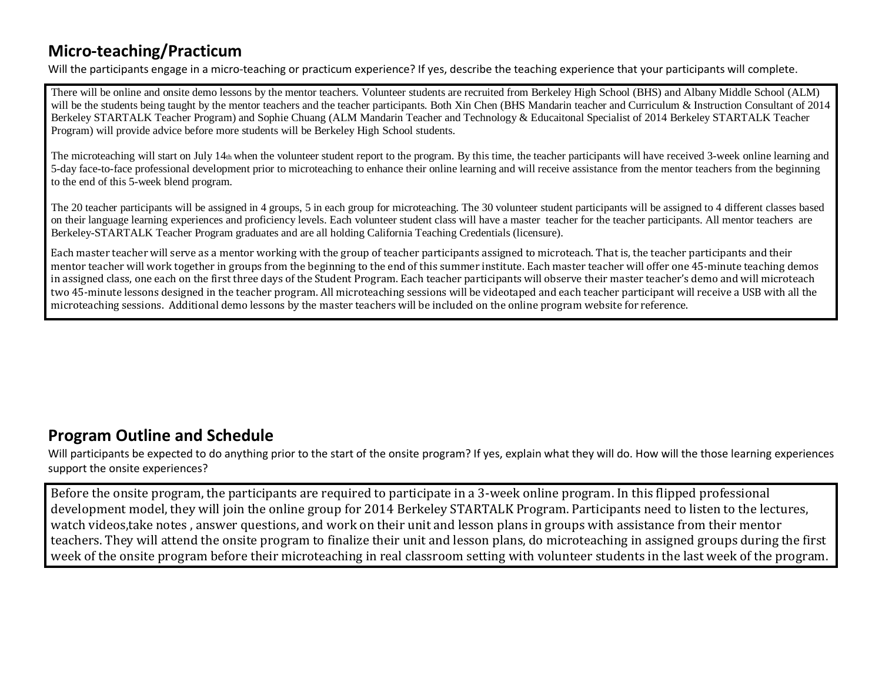## Micro-teaching/Practicum

Will the participants engage in a micro-teaching or practicum experience? If yes, describe the teaching experience that your participants will complete.

There will be online and onsite demo lessons by the mentor teachers. Volunteer students are recruited from Berkeley High School (BHS) and Albany Middle School (ALM) will be the students being taught by the mentor teachers and the teacher participants. Both Xin Chen (BHS Mandarin teacher and Curriculum & Instruction Consultant of 2014 Berkeley STARTALK Teacher Program) and Sophie Chuang (ALM Mandarin Teacher and Technology & Educaitonal Specialist of 2014 Berkeley STARTALK Teacher Program) will provide advice before more students will be Berkeley High School students.

The microteaching will start on July 14th when the volunteer student report to the program. By this time, the teacher participants will have received 3-week online learning and 5-day face-to-face professional development prior to microteaching to enhance their online learning and will receive assistance from the mentor teachers from the beginning to the end of this 5-week blend program.

The 20 teacher participants will be assigned in 4 groups, 5 in each group for microteaching. The 30 volunteer student participants will be assigned to 4 different classes based on their language learning experiences and proficiency levels. Each volunteer student class will have a master teacher for the teacher participants. All mentor teachers are Berkeley-STARTALK Teacher Program graduates and are all holding California Teaching Credentials (licensure).

Each master teacher will serve as a mentor working with the group of teacher participants assigned to microteach. That is, the teacher participants and their mentor teacher will work together in groups from the beginning to the end of this summer institute. Each master teacher will offer one 45-minute teaching demos in assigned class, one each on the first three days of the Student Program. Each teacher participants will observe their master teacher's demo and will microteach two 45-minute lessons designed in the teacher program. All microteaching sessions will be videotaped and each teacher participant will receive a USB with all the microteaching sessions. Additional demo lessons by the master teachers will be included on the online program website for reference.

## Program Outline and Schedule

Will participants be expected to do anything prior to the start of the onsite program? If yes, explain what they will do. How will the those learning experiences support the onsite experiences?

Before the onsite program, the participants are required to participate in a 3-week online program. In this flipped professional development model, they will join the online group for 2014 Berkeley STARTALK Program. Participants need to listen to the lectures, watch videos,take notes , answer questions, and work on their unit and lesson plans in groups with assistance from their mentor teachers. They will attend the onsite program to finalize their unit and lesson plans, do microteaching in assigned groups during the first week of the onsite program before their microteaching in real classroom setting with volunteer students in the last week of the program.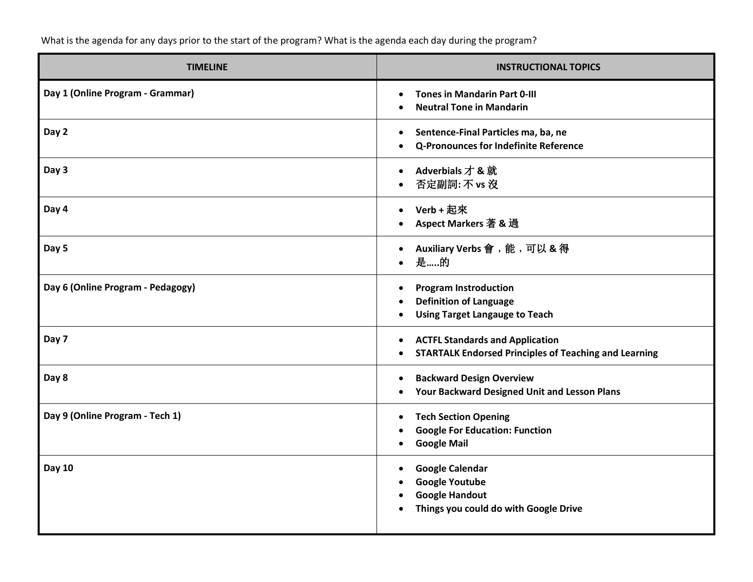What is the agenda for any days prior to the start of the program? What is the agenda each day during the program?

| TIMELINE | INSTRUCTIONAL TOPICS |
| --- | --- |
| **Day 1 (Online Program - Grammar)** | • **Tones in Mandarin Part 0-III**<br>• **Neutral Tone in Mandarin** |
| **Day 2** | • **Sentence-Final Particles ma, ba, ne**<br>• **Q-Pronounces for Indefinite Reference** |
| **Day 3** | • **Adverbials 才 & 就**<br>• 否定副詞: 不 **vs** 沒 |
| **Day 4** | • **Verb + 起來**<br>• **Aspect Markers 著 & 過** |
| **Day 5** | • **Auxiliary Verbs 會，能，可以 & 得**<br>• **是.....的** |
| **Day 6 (Online Program - Pedagogy)** | • **Program Instroduction**<br>• **Definition of Language**<br>• **Using Target Langauge to Teach** |
| **Day 7** | • **ACTFL Standards and Application**<br>• **STARTALK Endorsed Principles of Teaching and Learning** |
| **Day 8** | • **Backward Design Overview**<br>• **Your Backward Designed Unit and Lesson Plans** |
| **Day 9 (Online Program - Tech 1)** | • **Tech Section Opening**<br>• **Google For Education: Function**<br>• **Google Mail** |
| **Day 10** | • **Google Calendar**<br>• **Google Youtube**<br>• **Google Handout**<br>• **Things you could do with Google Drive** |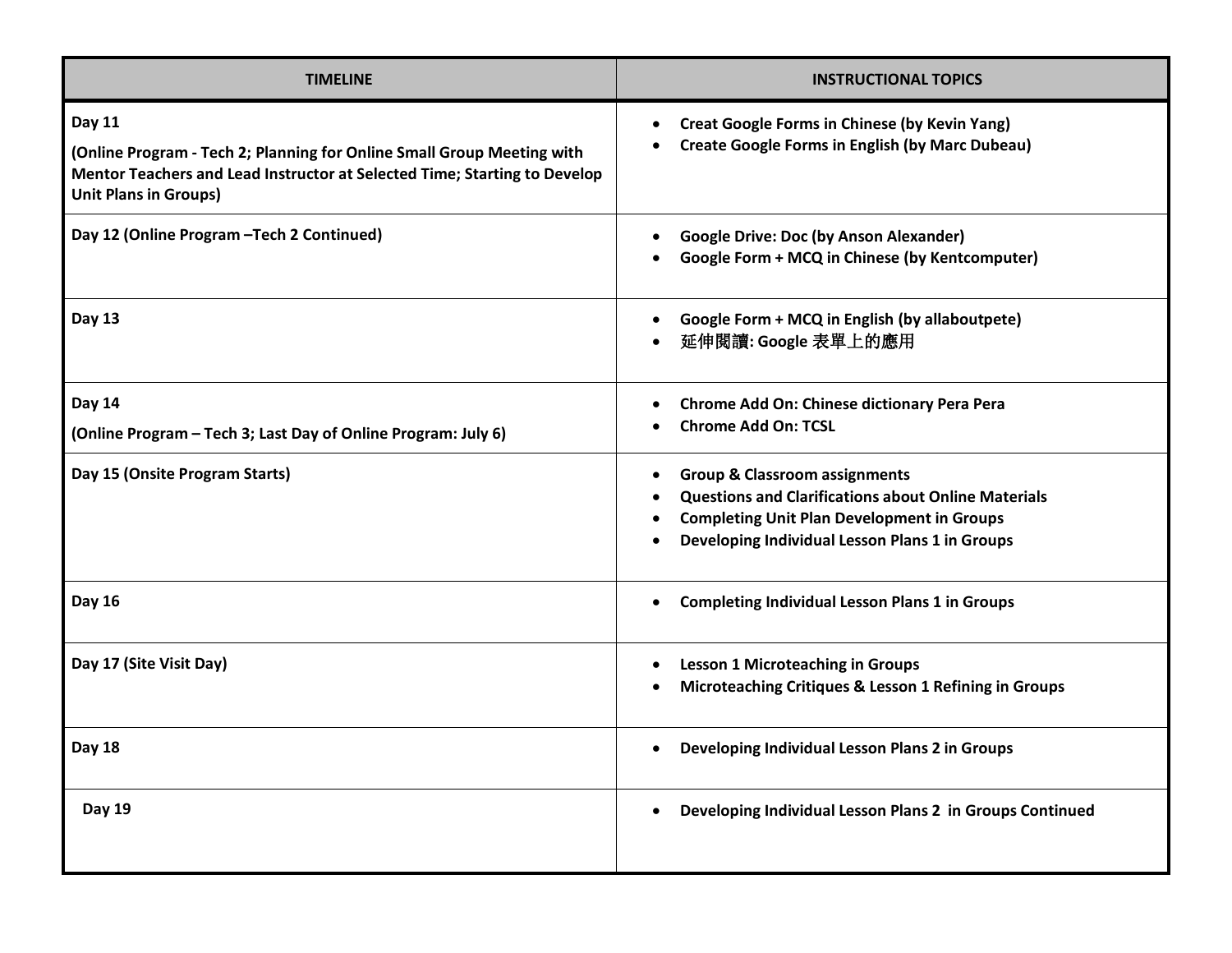| TIMELINE | INSTRUCTIONAL TOPICS |
| --- | --- |
| **Day 11**<br>**(Online Program - Tech 2; Planning for Online Small Group Meeting with Mentor Teachers and Lead Instructor at Selected Time; Starting to Develop Unit Plans in Groups)** | • **Creat Google Forms in Chinese (by Kevin Yang)**<br>• **Create Google Forms in English (by Marc Dubeau)** |
| **Day 12 (Online Program –Tech 2 Continued)** | • **Google Drive: Doc (by Anson Alexander)**<br>• **Google Form + MCQ in Chinese (by Kentcomputer)** |
| **Day 13** | • **Google Form + MCQ in English (by allaboutpete)**<br>• **延伸閱讀: Google 表單上的應用** |
| **Day 14**<br>**(Online Program – Tech 3; Last Day of Online Program: July 6)** | • **Chrome Add On: Chinese dictionary Pera Pera**<br>• **Chrome Add On: TCSL** |
| **Day 15 (Onsite Program Starts)** | • **Group & Classroom assignments**<br>• **Questions and Clarifications about Online Materials**<br>• **Completing Unit Plan Development in Groups**<br>• **Developing Individual Lesson Plans 1 in Groups** |
| **Day 16** | • **Completing Individual Lesson Plans 1 in Groups** |
| **Day 17 (Site Visit Day)** | • **Lesson 1 Microteaching in Groups**<br>• **Microteaching Critiques & Lesson 1 Refining in Groups** |
| **Day 18** | • **Developing Individual Lesson Plans 2 in Groups** |
| **Day 19** | • **Developing Individual Lesson Plans 2 in Groups Continued** |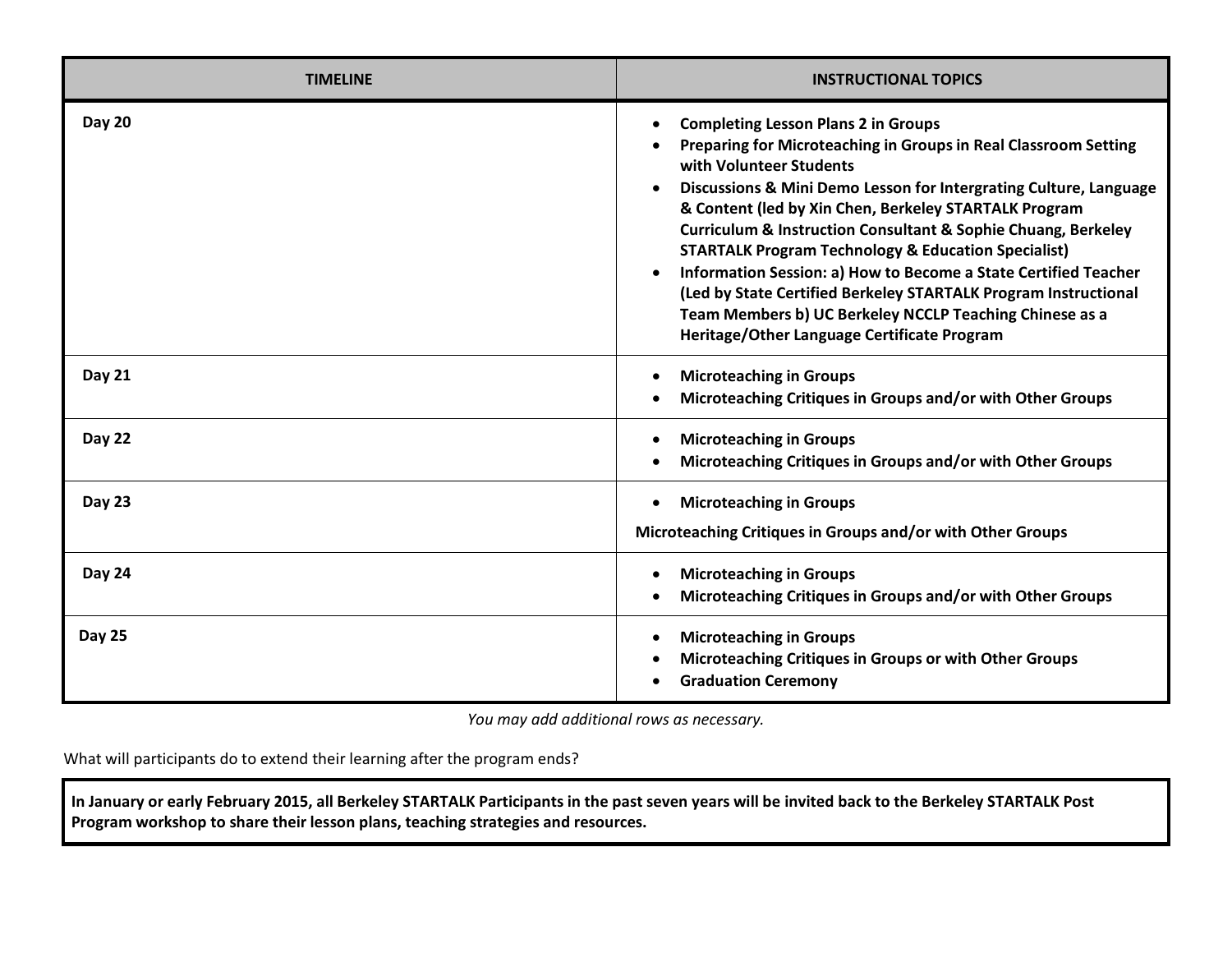| TIMELINE | INSTRUCTIONAL TOPICS |
|---|---|
| **Day 20** | • **Completing Lesson Plans 2 in Groups**<br>• **Preparing for Microteaching in Groups in Real Classroom Setting with Volunteer Students**<br>• **Discussions & Mini Demo Lesson for Intergrating Culture, Language & Content (led by Xin Chen, Berkeley STARTALK Program Curriculum & Instruction Consultant & Sophie Chuang, Berkeley STARTALK Program Technology & Education Specialist)**<br>• **Information Session: a) How to Become a State Certified Teacher (Led by State Certified Berkeley STARTALK Program Instructional Team Members b) UC Berkeley NCCLP Teaching Chinese as a Heritage/Other Language Certificate Program** |
| **Day 21** | • **Microteaching in Groups**<br>• **Microteaching Critiques in Groups and/or with Other Groups** |
| **Day 22** | • **Microteaching in Groups**<br>• **Microteaching Critiques in Groups and/or with Other Groups** |
| **Day 23** | • **Microteaching in Groups**<br>**Microteaching Critiques in Groups and/or with Other Groups** |
| **Day 24** | • **Microteaching in Groups**<br>• **Microteaching Critiques in Groups and/or with Other Groups** |
| **Day 25** | • **Microteaching in Groups**<br>• **Microteaching Critiques in Groups or with Other Groups**<br>• **Graduation Ceremony** |

*You may add additional rows as necessary.*

What will participants do to extend their learning after the program ends?

**In January or early February 2015, all Berkeley STARTALK Participants in the past seven years will be invited back to the Berkeley STARTALK Post Program workshop to share their lesson plans, teaching strategies and resources.**